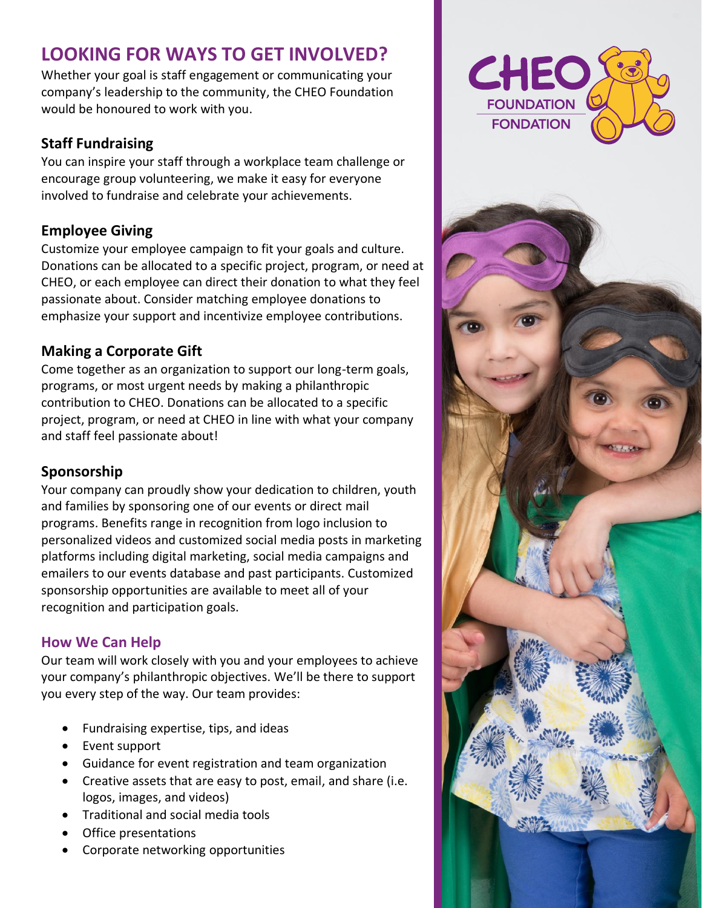# LOOKING FOR WAYS TO GET INVOLVED?

Whether your goal is staff engagement or communicating your company's leadership to the community, the CHEO Foundation would be honoured to work with you.

## Staff Fundraising

You can inspire your staff through a workplace team challenge or encourage group volunteering, we make it easy for everyone involved to fundraise and celebrate your achievements.

## Employee Giving

Customize your employee campaign to fit your goals and culture. Donations can be allocated to a specific project, program, or need at CHEO, or each employee can direct their donation to what they feel passionate about. Consider matching employee donations to emphasize your support and incentivize employee contributions.

## Making a Corporate Gift

Come together as an organization to support our long-term goals, programs, or most urgent needs by making a philanthropic contribution to CHEO. Donations can be allocated to a specific project, program, or need at CHEO in line with what your company and staff feel passionate about!

## Sponsorship

Your company can proudly show your dedication to children, youth and families by sponsoring one of our events or direct mail programs. Benefits range in recognition from logo inclusion to personalized videos and customized social media posts in marketing platforms including digital marketing, social media campaigns and emailers to our events database and past participants. Customized sponsorship opportunities are available to meet all of your recognition and participation goals.

## How We Can Help

Our team will work closely with you and your employees to achieve your company's philanthropic objectives. We'll be there to support you every step of the way. Our team provides:

- Fundraising expertise, tips, and ideas
- Event support
- Guidance for event registration and team organization
- Creative assets that are easy to post, email, and share (i.e. logos, images, and videos)
- Traditional and social media tools
- Office presentations
- Corporate networking opportunities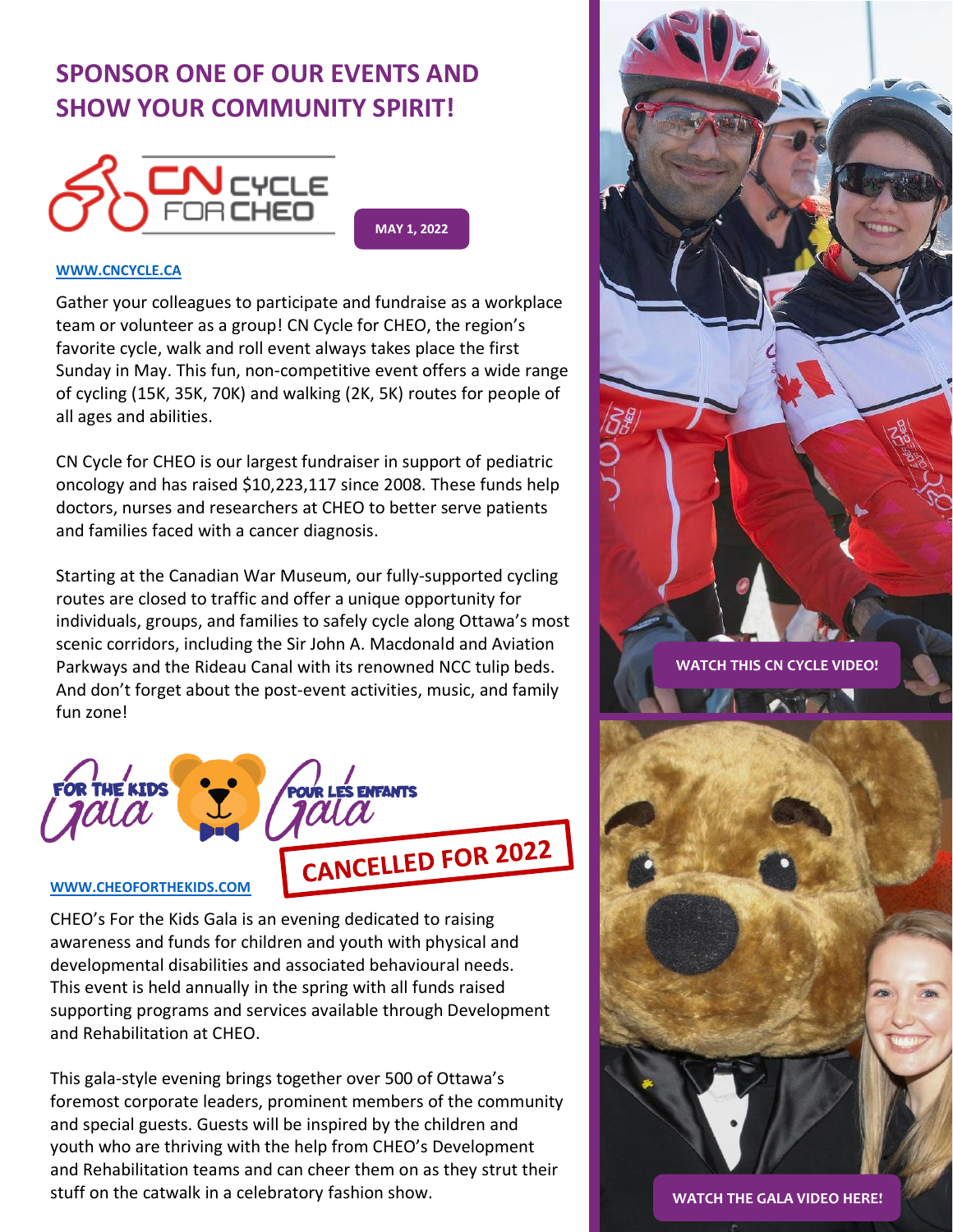# SPONSOR ONE OF OUR EVENTS AND SHOW YOUR COMMUNITY SPIRIT!

## CN CYCLE FOR CHEO

**MAY 1, 2022**

**WWW.CNCYCLE.CA**

Gather your colleagues to participate and fundraise as a workplace team or volunteer as a group! CN Cycle for CHEO, the region's favorite cycle, walk and roll event always takes place the first Sunday in May. This fun, non-competitive event offers a wide range of cycling (15K, 35K, 70K) and walking (2K, 5K) routes for people of all ages and abilities.

CN Cycle for CHEO is our largest fundraiser in support of pediatric oncology and has raised $10,223,117 since 2008. These funds help doctors, nurses and researchers at CHEO to better serve patients and families faced with a cancer diagnosis.

Starting at the Canadian War Museum, our fully-supported cycling routes are closed to traffic and offer a unique opportunity for individuals, groups, and families to safely cycle along Ottawa's most scenic corridors, including the Sir John A. Macdonald and Aviation Parkways and the Rideau Canal with its renowned NCC tulip beds. And don't forget about the post-event activities, music, and family fun zone!

**WATCH THIS CN CYCLE VIDEO!**

## FOR THE KIDS GALA / POUR LES ENFANTS GALA

**CANCELLED FOR 2022**

**WWW.CHEOFORTHEKIDS.COM**

CHEO's For the Kids Gala is an evening dedicated to raising awareness and funds for children and youth with physical and developmental disabilities and associated behavioural needs. This event is held annually in the spring with all funds raised supporting programs and services available through Development and Rehabilitation at CHEO.

This gala-style evening brings together over 500 of Ottawa's foremost corporate leaders, prominent members of the community and special guests. Guests will be inspired by the children and youth who are thriving with the help from CHEO's Development and Rehabilitation teams and can cheer them on as they strut their stuff on the catwalk in a celebratory fashion show.

**WATCH THE GALA VIDEO HERE!**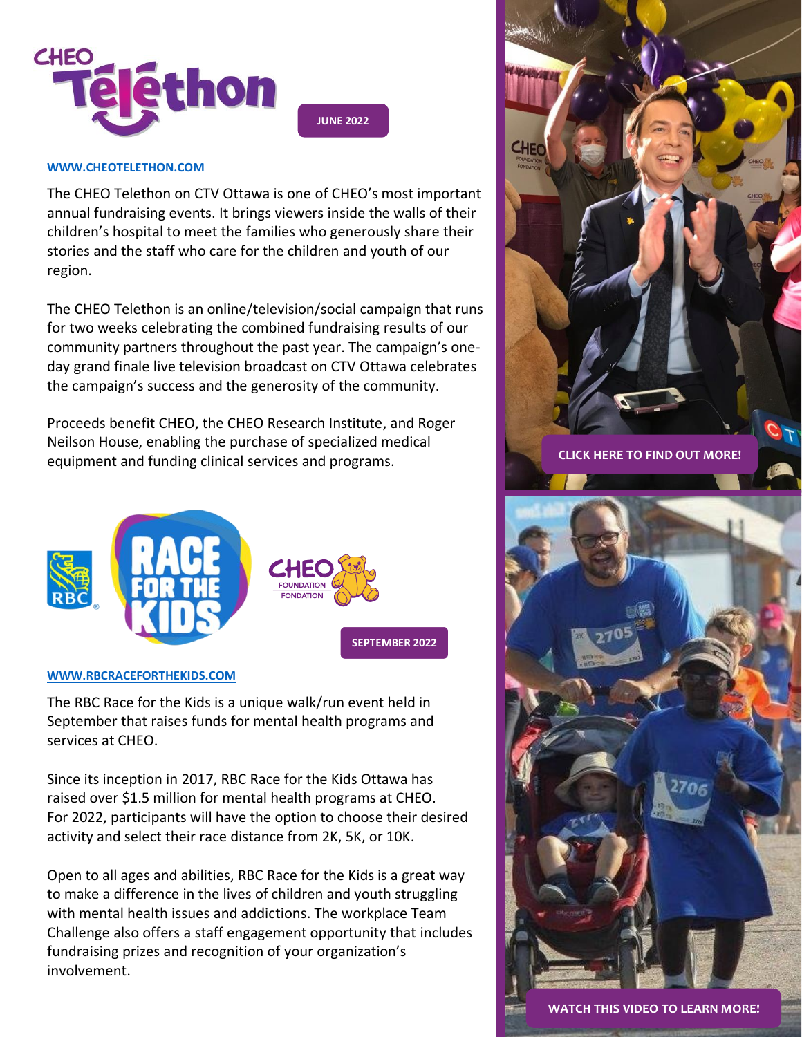# CHEO Téléthon

**JUNE 2022**

[WWW.CHEOTELETHON.COM](http://WWW.CHEOTELETHON.COM)

The CHEO Telethon on CTV Ottawa is one of CHEO's most important annual fundraising events. It brings viewers inside the walls of their children's hospital to meet the families who generously share their stories and the staff who care for the children and youth of our region.

The CHEO Telethon is an online/television/social campaign that runs for two weeks celebrating the combined fundraising results of our community partners throughout the past year. The campaign's one-day grand finale live television broadcast on CTV Ottawa celebrates the campaign's success and the generosity of the community.

Proceeds benefit CHEO, the CHEO Research Institute, and Roger Neilson House, enabling the purchase of specialized medical equipment and funding clinical services and programs.

**CLICK HERE TO FIND OUT MORE!**

# RBC Race for the Kids

CHEO Foundation Fondation

**SEPTEMBER 2022**

[WWW.RBCRACEFORTHEKIDS.COM](http://WWW.RBCRACEFORTHEKIDS.COM)

The RBC Race for the Kids is a unique walk/run event held in September that raises funds for mental health programs and services at CHEO.

Since its inception in 2017, RBC Race for the Kids Ottawa has raised over $1.5 million for mental health programs at CHEO. For 2022, participants will have the option to choose their desired activity and select their race distance from 2K, 5K, or 10K.

Open to all ages and abilities, RBC Race for the Kids is a great way to make a difference in the lives of children and youth struggling with mental health issues and addictions. The workplace Team Challenge also offers a staff engagement opportunity that includes fundraising prizes and recognition of your organization's involvement.

**WATCH THIS VIDEO TO LEARN MORE!**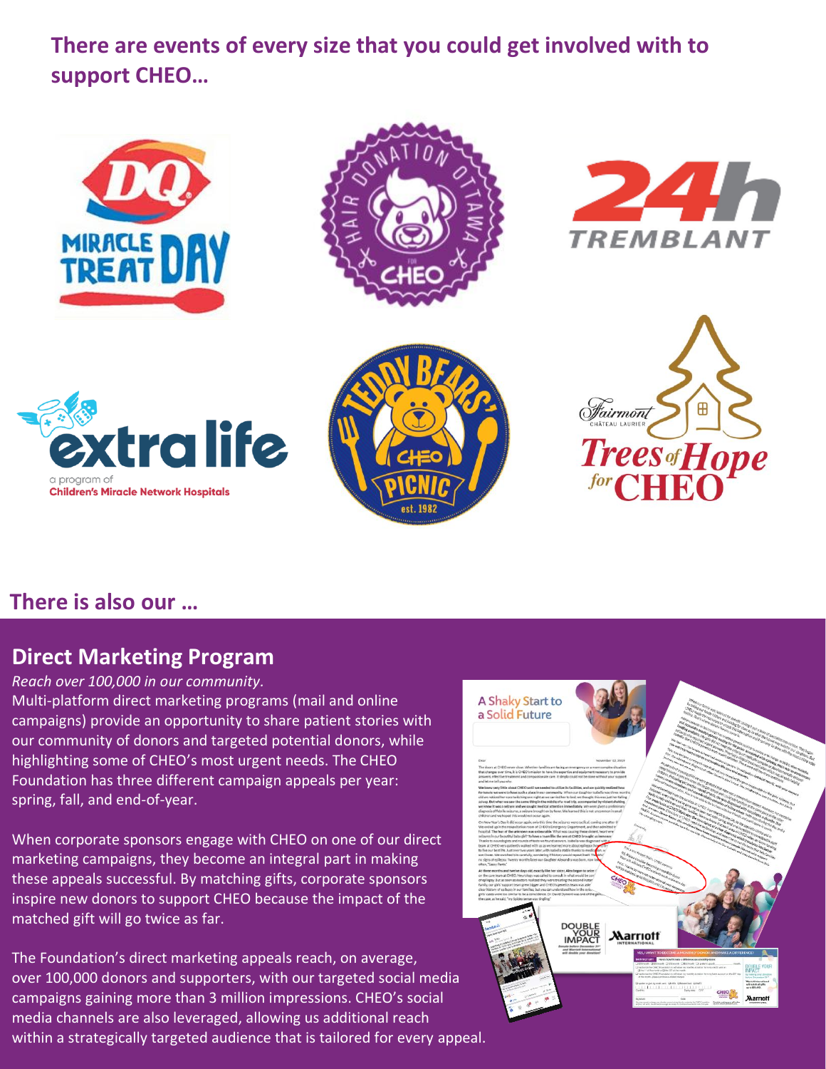## There are events of every size that you could get involved with to support CHEO…

## There is also our …

## Direct Marketing Program

*Reach over 100,000 in our community.*

Multi-platform direct marketing programs (mail and online campaigns) provide an opportunity to share patient stories with our community of donors and targeted potential donors, while highlighting some of CHEO's most urgent needs. The CHEO Foundation has three different campaign appeals per year: spring, fall, and end-of-year.

When corporate sponsors engage with CHEO on one of our direct marketing campaigns, they become an integral part in making these appeals successful. By matching gifts, corporate sponsors inspire new donors to support CHEO because the impact of the matched gift will go twice as far.

The Foundation's direct marketing appeals reach, on average, over 100,000 donors and supporters, with our targeted social media campaigns gaining more than 3 million impressions. CHEO's social media channels are also leveraged, allowing us additional reach within a strategically targeted audience that is tailored for every appeal.